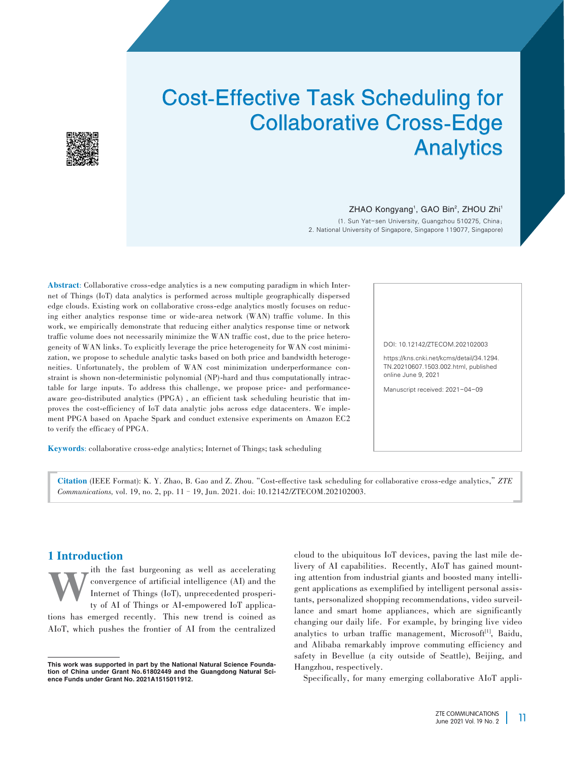# Cost-Effective Task Scheduling for Collaborative Cross-Edge Analytics

ZHAO Kongyang[1], GAO Bin[2], ZHOU Zhi[1]

(1. Sun Yat-sen University, Guangzhou 510275, China;
2. National University of Singapore, Singapore 119077, Singapore)

**Abstract**: Collaborative cross-edge analytics is a new computing paradigm in which Internet of Things (IoT) data analytics is performed across multiple geographically dispersed edge clouds. Existing work on collaborative cross-edge analytics mostly focuses on reducing either analytics response time or wide-area network (WAN) traffic volume. In this work, we empirically demonstrate that reducing either analytics response time or network traffic volume does not necessarily minimize the WAN traffic cost, due to the price heterogeneity of WAN links. To explicitly leverage the price heterogeneity for WAN cost minimization, we propose to schedule analytic tasks based on both price and bandwidth heterogeneities. Unfortunately, the problem of WAN cost minimization underperformance constraint is shown non-deterministic polynomial (NP)-hard and thus computationally intractable for large inputs. To address this challenge, we propose price- and performance-aware geo-distributed analytics (PPGA) , an efficient task scheduling heuristic that improves the cost-efficiency of IoT data analytic jobs across edge datacenters. We implement PPGA based on Apache Spark and conduct extensive experiments on Amazon EC2 to verify the efficacy of PPGA.

**Keywords**: collaborative cross-edge analytics; Internet of Things; task scheduling

DOI: 10.12142/ZTECOM.202102003

https://kns.cnki.net/kcms/detail/34.1294.TN.20210607.1503.002.html, published online June 9, 2021

Manuscript received: 2021-04-09

**Citation** (IEEE Format): K. Y. Zhao, B. Gao and Z. Zhou. "Cost-effective task scheduling for collaborative cross-edge analytics," *ZTE Communications*, vol. 19, no. 2, pp. 11–19, Jun. 2021. doi: 10.12142/ZTECOM.202102003.

## 1 Introduction

With the fast burgeoning as well as accelerating convergence of artificial intelligence (AI) and the Internet of Things (IoT), unprecedented prosperity of AI of Things or AI-empowered IoT applications has emerged recently. This new trend is coined as AIoT, which pushes the frontier of AI from the centralized cloud to the ubiquitous IoT devices, paving the last mile delivery of AI capabilities. Recently, AIoT has gained mounting attention from industrial giants and boosted many intelligent applications as exemplified by intelligent personal assistants, personalized shopping recommendations, video surveillance and smart home appliances, which are significantly changing our daily life. For example, by bringing live video analytics to urban traffic management, Microsoft[1], Baidu, and Alibaba remarkably improve commuting efficiency and safety in Bevellue (a city outside of Seattle), Beijing, and Hangzhou, respectively.

Specifically, for many emerging collaborative AIoT appli-

**This work was supported in part by the National Natural Science Foundation of China under Grant No.61802449 and the Guangdong Natural Science Funds under Grant No. 2021A1515011912.**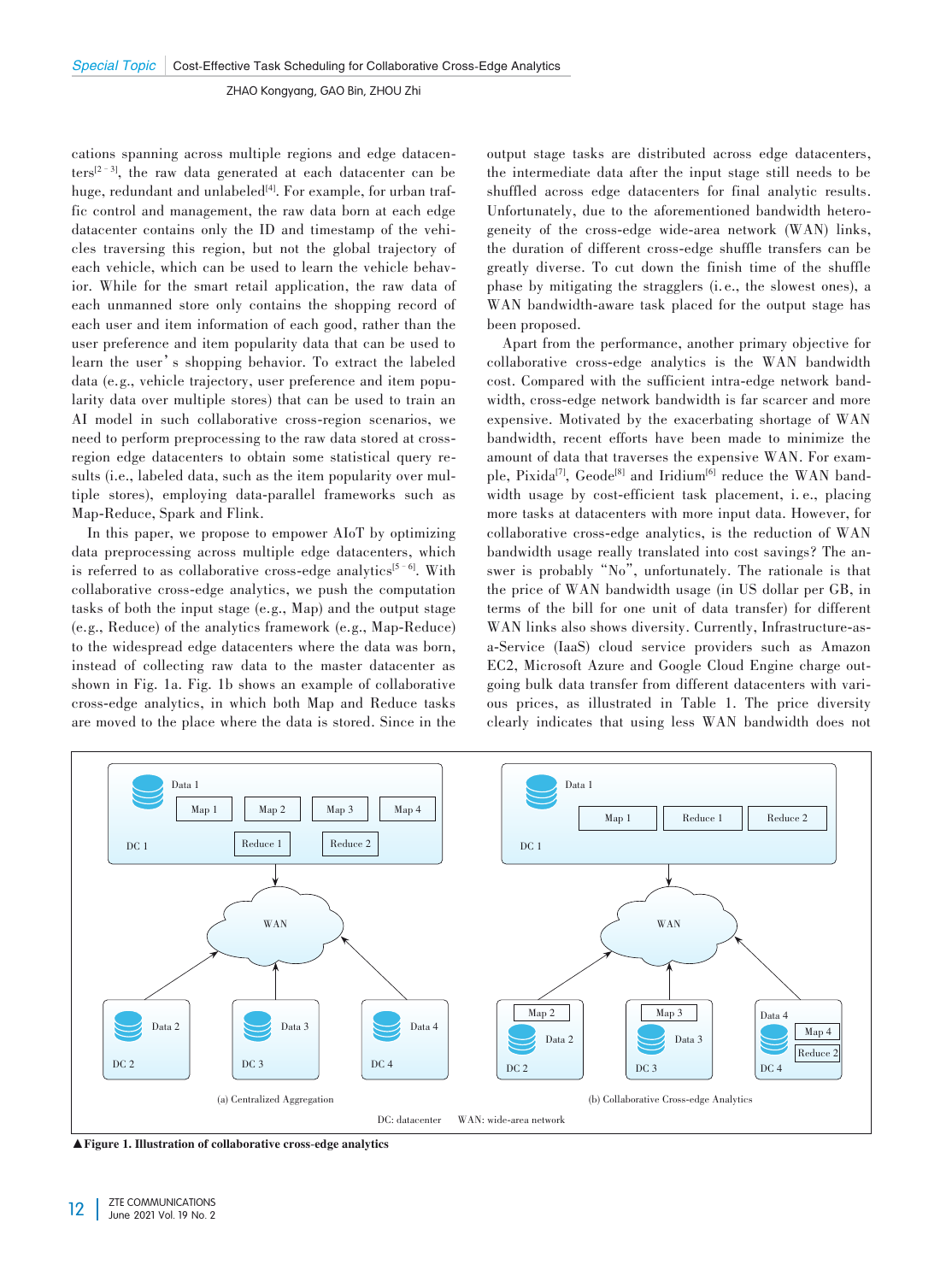cations spanning across multiple regions and edge datacenters[2–3], the raw data generated at each datacenter can be huge, redundant and unlabeled[4]. For example, for urban traffic control and management, the raw data born at each edge datacenter contains only the ID and timestamp of the vehicles traversing this region, but not the global trajectory of each vehicle, which can be used to learn the vehicle behavior. While for the smart retail application, the raw data of each unmanned store only contains the shopping record of each user and item information of each good, rather than the user preference and item popularity data that can be used to learn the user's shopping behavior. To extract the labeled data (e.g., vehicle trajectory, user preference and item popularity data over multiple stores) that can be used to train an AI model in such collaborative cross-region scenarios, we need to perform preprocessing to the raw data stored at cross-region edge datacenters to obtain some statistical query results (i.e., labeled data, such as the item popularity over multiple stores), employing data-parallel frameworks such as Map-Reduce, Spark and Flink.

In this paper, we propose to empower AIoT by optimizing data preprocessing across multiple edge datacenters, which is referred to as collaborative cross-edge analytics[5–6]. With collaborative cross-edge analytics, we push the computation tasks of both the input stage (e.g., Map) and the output stage (e.g., Reduce) of the analytics framework (e.g., Map-Reduce) to the widespread edge datacenters where the data was born, instead of collecting raw data to the master datacenter as shown in Fig. 1a. Fig. 1b shows an example of collaborative cross-edge analytics, in which both Map and Reduce tasks are moved to the place where the data is stored. Since in the output stage tasks are distributed across edge datacenters, the intermediate data after the input stage still needs to be shuffled across edge datacenters for final analytic results. Unfortunately, due to the aforementioned bandwidth heterogeneity of the cross-edge wide-area network (WAN) links, the duration of different cross-edge shuffle transfers can be greatly diverse. To cut down the finish time of the shuffle phase by mitigating the stragglers (i.e., the slowest ones), a WAN bandwidth-aware task placed for the output stage has been proposed.

Apart from the performance, another primary objective for collaborative cross-edge analytics is the WAN bandwidth cost. Compared with the sufficient intra-edge network bandwidth, cross-edge network bandwidth is far scarcer and more expensive. Motivated by the exacerbating shortage of WAN bandwidth, recent efforts have been made to minimize the amount of data that traverses the expensive WAN. For example, Pixida[7], Geode[8] and Iridium[6] reduce the WAN bandwidth usage by cost-efficient task placement, i.e., placing more tasks at datacenters with more input data. However, for collaborative cross-edge analytics, is the reduction of WAN bandwidth usage really translated into cost savings? The answer is probably "No", unfortunately. The rationale is that the price of WAN bandwidth usage (in US dollar per GB, in terms of the bill for one unit of data transfer) for different WAN links also shows diversity. Currently, Infrastructure-as-a-Service (IaaS) cloud service providers such as Amazon EC2, Microsoft Azure and Google Cloud Engine charge outgoing bulk data transfer from different datacenters with various prices, as illustrated in Table 1. The price diversity clearly indicates that using less WAN bandwidth does not

(a) Centralized Aggregation (b) Collaborative Cross-edge Analytics

DC: datacenter WAN: wide-area network

▲Figure 1. Illustration of collaborative cross-edge analytics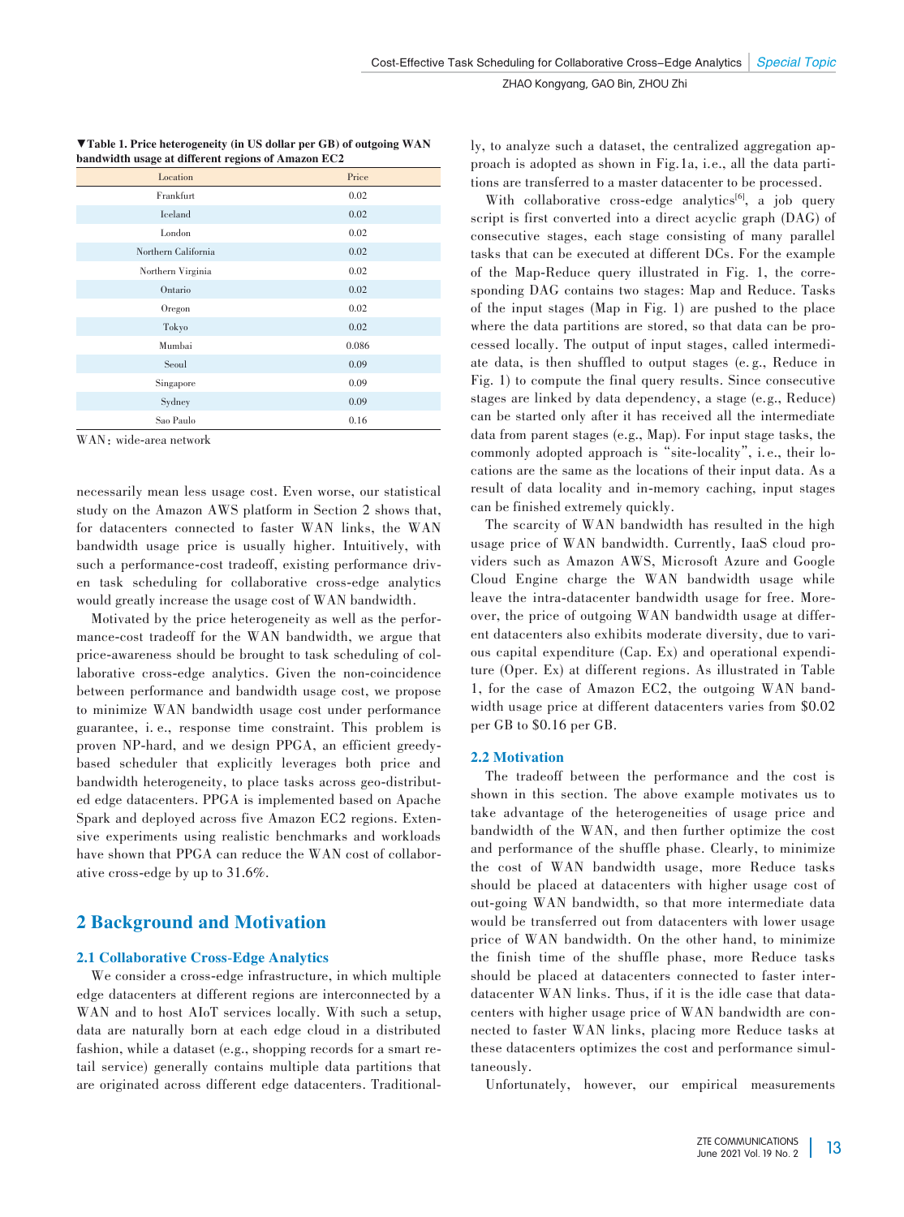▼**Table 1. Price heterogeneity (in US dollar per GB) of outgoing WAN bandwidth usage at different regions of Amazon EC2**

| Location | Price |
|---|---|
| Frankfurt | 0.02 |
| Iceland | 0.02 |
| London | 0.02 |
| Northern California | 0.02 |
| Northern Virginia | 0.02 |
| Ontario | 0.02 |
| Oregon | 0.02 |
| Tokyo | 0.02 |
| Mumbai | 0.086 |
| Seoul | 0.09 |
| Singapore | 0.09 |
| Sydney | 0.09 |
| Sao Paulo | 0.16 |

WAN: wide-area network

necessarily mean less usage cost. Even worse, our statistical study on the Amazon AWS platform in Section 2 shows that, for datacenters connected to faster WAN links, the WAN bandwidth usage price is usually higher. Intuitively, with such a performance-cost tradeoff, existing performance driven task scheduling for collaborative cross-edge analytics would greatly increase the usage cost of WAN bandwidth.

Motivated by the price heterogeneity as well as the performance-cost tradeoff for the WAN bandwidth, we argue that price-awareness should be brought to task scheduling of collaborative cross-edge analytics. Given the non-coincidence between performance and bandwidth usage cost, we propose to minimize WAN bandwidth usage cost under performance guarantee, i. e., response time constraint. This problem is proven NP-hard, and we design PPGA, an efficient greedy-based scheduler that explicitly leverages both price and bandwidth heterogeneity, to place tasks across geo-distributed edge datacenters. PPGA is implemented based on Apache Spark and deployed across five Amazon EC2 regions. Extensive experiments using realistic benchmarks and workloads have shown that PPGA can reduce the WAN cost of collaborative cross-edge by up to 31.6%.

## 2 Background and Motivation

### 2.1 Collaborative Cross-Edge Analytics

We consider a cross-edge infrastructure, in which multiple edge datacenters at different regions are interconnected by a WAN and to host AIoT services locally. With such a setup, data are naturally born at each edge cloud in a distributed fashion, while a dataset (e.g., shopping records for a smart retail service) generally contains multiple data partitions that are originated across different edge datacenters. Traditionally, to analyze such a dataset, the centralized aggregation approach is adopted as shown in Fig. 1a, i.e., all the data partitions are transferred to a master datacenter to be processed.

With collaborative cross-edge analytics[6], a job query script is first converted into a direct acyclic graph (DAG) of consecutive stages, each stage consisting of many parallel tasks that can be executed at different DCs. For the example of the Map-Reduce query illustrated in Fig. 1, the corresponding DAG contains two stages: Map and Reduce. Tasks of the input stages (Map in Fig. 1) are pushed to the place where the data partitions are stored, so that data can be processed locally. The output of input stages, called intermediate data, is then shuffled to output stages (e. g., Reduce in Fig. 1) to compute the final query results. Since consecutive stages are linked by data dependency, a stage (e.g., Reduce) can be started only after it has received all the intermediate data from parent stages (e.g., Map). For input stage tasks, the commonly adopted approach is "site-locality", i.e., their locations are the same as the locations of their input data. As a result of data locality and in-memory caching, input stages can be finished extremely quickly.

The scarcity of WAN bandwidth has resulted in the high usage price of WAN bandwidth. Currently, IaaS cloud providers such as Amazon AWS, Microsoft Azure and Google Cloud Engine charge the WAN bandwidth usage while leave the intra-datacenter bandwidth usage for free. Moreover, the price of outgoing WAN bandwidth usage at different datacenters also exhibits moderate diversity, due to various capital expenditure (Cap. Ex) and operational expenditure (Oper. Ex) at different regions. As illustrated in Table 1, for the case of Amazon EC2, the outgoing WAN bandwidth usage price at different datacenters varies from \$0.02 per GB to \$0.16 per GB.

### 2.2 Motivation

The tradeoff between the performance and the cost is shown in this section. The above example motivates us to take advantage of the heterogeneities of usage price and bandwidth of the WAN, and then further optimize the cost and performance of the shuffle phase. Clearly, to minimize the cost of WAN bandwidth usage, more Reduce tasks should be placed at datacenters with higher usage cost of out-going WAN bandwidth, so that more intermediate data would be transferred out from datacenters with lower usage price of WAN bandwidth. On the other hand, to minimize the finish time of the shuffle phase, more Reduce tasks should be placed at datacenters connected to faster inter-datacenter WAN links. Thus, if it is the idle case that datacenters with higher usage price of WAN bandwidth are connected to faster WAN links, placing more Reduce tasks at these datacenters optimizes the cost and performance simultaneously.

Unfortunately, however, our empirical measurements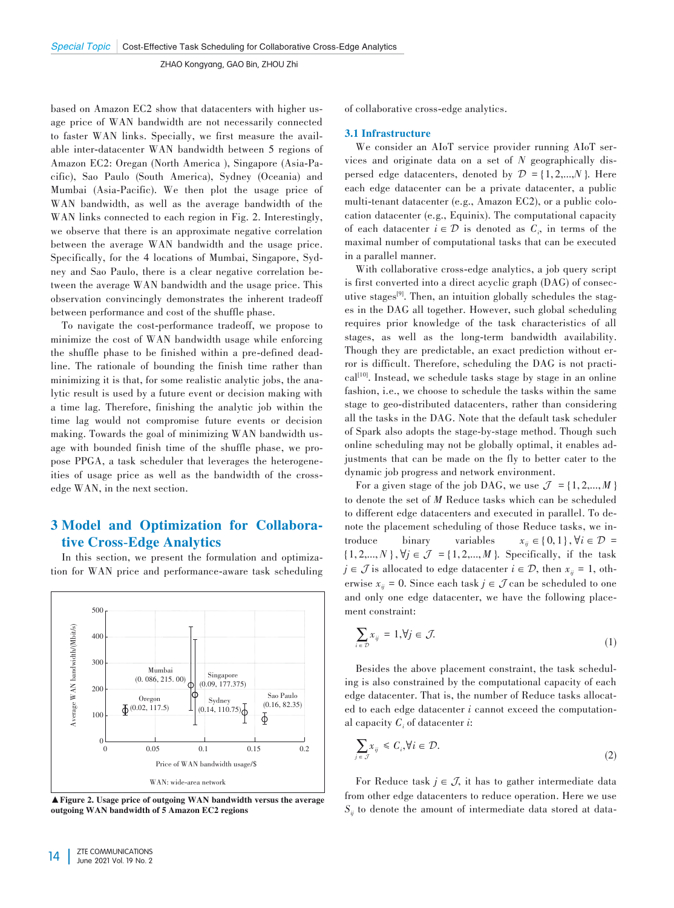based on Amazon EC2 show that datacenters with higher usage price of WAN bandwidth are not necessarily connected to faster WAN links. Specially, we first measure the available inter-datacenter WAN bandwidth between 5 regions of Amazon EC2: Oregan (North America ), Singapore (Asia-Pacific), Sao Paulo (South America), Sydney (Oceania) and Mumbai (Asia-Pacific). We then plot the usage price of WAN bandwidth, as well as the average bandwidth of the WAN links connected to each region in Fig. 2. Interestingly, we observe that there is an approximate negative correlation between the average WAN bandwidth and the usage price. Specifically, for the 4 locations of Mumbai, Singapore, Sydney and Sao Paulo, there is a clear negative correlation between the average WAN bandwidth and the usage price. This observation convincingly demonstrates the inherent tradeoff between performance and cost of the shuffle phase.

To navigate the cost-performance tradeoff, we propose to minimize the cost of WAN bandwidth usage while enforcing the shuffle phase to be finished within a pre-defined deadline. The rationale of bounding the finish time rather than minimizing it is that, for some realistic analytic jobs, the analytic result is used by a future event or decision making with a time lag. Therefore, finishing the analytic job within the time lag would not compromise future events or decision making. Towards the goal of minimizing WAN bandwidth usage with bounded finish time of the shuffle phase, we propose PPGA, a task scheduler that leverages the heterogeneities of usage price as well as the bandwidth of the cross-edge WAN, in the next section.

## 3 Model and Optimization for Collaborative Cross-Edge Analytics

In this section, we present the formulation and optimization for WAN price and performance-aware task scheduling of collaborative cross-edge analytics.

▲**Figure 2. Usage price of outgoing WAN bandwidth versus the average outgoing WAN bandwidth of 5 Amazon EC2 regions**

### 3.1 Infrastructure

We consider an AIoT service provider running AIoT services and originate data on a set of $N$ geographically dispersed edge datacenters, denoted by $\mathcal{D} = \{1, 2, ..., N\}$. Here each edge datacenter can be a private datacenter, a public multi-tenant datacenter (e.g., Amazon EC2), or a public colocation datacenter (e.g., Equinix). The computational capacity of each datacenter $i \in \mathcal{D}$ is denoted as $C_i$, in terms of the maximal number of computational tasks that can be executed in a parallel manner.

With collaborative cross-edge analytics, a job query script is first converted into a direct acyclic graph (DAG) of consecutive stages[9]. Then, an intuition globally schedules the stages in the DAG all together. However, such global scheduling requires prior knowledge of the task characteristics of all stages, as well as the long-term bandwidth availability. Though they are predictable, an exact prediction without error is difficult. Therefore, scheduling the DAG is not practical[10]. Instead, we schedule tasks stage by stage in an online fashion, i.e., we choose to schedule the tasks within the same stage to geo-distributed datacenters, rather than considering all the tasks in the DAG. Note that the default task scheduler of Spark also adopts the stage-by-stage method. Though such online scheduling may not be globally optimal, it enables adjustments that can be made on the fly to better cater to the dynamic job progress and network environment.

For a given stage of the job DAG, we use $\mathcal{J} = \{1, 2, ..., M\}$ to denote the set of $M$ Reduce tasks which can be scheduled to different edge datacenters and executed in parallel. To denote the placement scheduling of those Reduce tasks, we introduce binary variables $x_{ij} \in \{0, 1\}, \forall i \in \mathcal{D} = \{1, 2, ..., N\}, \forall j \in \mathcal{J} = \{1, 2, ..., M\}$. Specifically, if the task $j \in \mathcal{J}$ is allocated to edge datacenter $i \in \mathcal{D}$, then $x_{ij} = 1$, otherwise $x_{ij} = 0$. Since each task $j \in \mathcal{J}$ can be scheduled to one and only one edge datacenter, we have the following placement constraint:

$$\sum_{i \in \mathcal{D}} x_{ij} = 1, \forall j \in \mathcal{J}. \tag{1}$$

Besides the above placement constraint, the task scheduling is also constrained by the computational capacity of each edge datacenter. That is, the number of Reduce tasks allocated to each edge datacenter $i$ cannot exceed the computational capacity $C_i$ of datacenter $i$:

$$\sum_{j \in \mathcal{J}} x_{ij} \leqslant C_i, \forall i \in \mathcal{D}. \tag{2}$$

For Reduce task $j \in \mathcal{J}$, it has to gather intermediate data from other edge datacenters to reduce operation. Here we use $S_{ij}$ to denote the amount of intermediate data stored at data-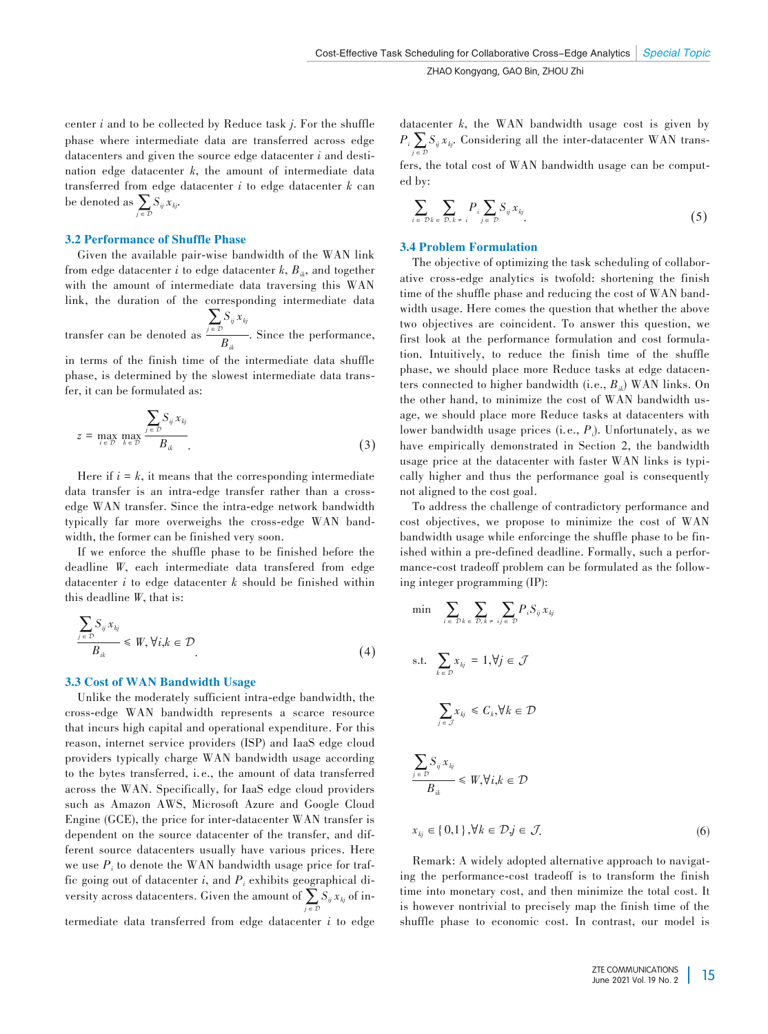center $i$ and to be collected by Reduce task $j$. For the shuffle phase where intermediate data are transferred across edge datacenters and given the source edge datacenter $i$ and destination edge datacenter $k$, the amount of intermediate data transferred from edge datacenter $i$ to edge datacenter $k$ can be denoted as $\sum_{j \in \mathcal{D}} S_{ij} x_{kj}$.

### 3.2 Performance of Shuffle Phase

Given the available pair-wise bandwidth of the WAN link from edge datacenter $i$ to edge datacenter $k$, $B_{ik}$, and together with the amount of intermediate data traversing this WAN link, the duration of the corresponding intermediate data transfer can be denoted as $\frac{\sum_{j \in \mathcal{D}} S_{ij} x_{kj}}{B_{ik}}$. Since the performance, in terms of the finish time of the intermediate data shuffle phase, is determined by the slowest intermediate data transfer, it can be formulated as:

$$z = \max_{i \in \mathcal{D}} \max_{k \in \mathcal{D}} \frac{\sum_{j \in \mathcal{D}} S_{ij} x_{kj}}{B_{ik}}. \tag{3}$$

Here if $i = k$, it means that the corresponding intermediate data transfer is an intra-edge transfer rather than a cross-edge WAN transfer. Since the intra-edge network bandwidth typically far more overweighs the cross-edge WAN bandwidth, the former can be finished very soon.

If we enforce the shuffle phase to be finished before the deadline $W$, each intermediate data transfered from edge datacenter $i$ to edge datacenter $k$ should be finished within this deadline $W$, that is:

$$\frac{\sum_{j \in \mathcal{D}} S_{ij} x_{kj}}{B_{ik}} \leqslant W, \forall i,k \in \mathcal{D}. \tag{4}$$

### 3.3 Cost of WAN Bandwidth Usage

Unlike the moderately sufficient intra-edge bandwidth, the cross-edge WAN bandwidth represents a scarce resource that incurs high capital and operational expenditure. For this reason, internet service providers (ISP) and IaaS edge cloud providers typically charge WAN bandwidth usage according to the bytes transferred, i.e., the amount of data transferred across the WAN. Specifically, for IaaS edge cloud providers such as Amazon AWS, Microsoft Azure and Google Cloud Engine (GCE), the price for inter-datacenter WAN transfer is dependent on the source datacenter of the transfer, and different source datacenters usually have various prices. Here we use $P_i$ to denote the WAN bandwidth usage price for traffic going out of datacenter $i$, and $P_i$ exhibits geographical diversity across datacenters. Given the amount of $\sum_{j \in \mathcal{D}} S_{ij} x_{kj}$ of intermediate data transferred from edge datacenter $i$ to edge datacenter $k$, the WAN bandwidth usage cost is given by $P_i \sum_{j \in \mathcal{D}} S_{ij} x_{kj}$. Considering all the inter-datacenter WAN transfers, the total cost of WAN bandwidth usage can be computed by:

$$\sum_{i \in \mathcal{D}} \sum_{k \in \mathcal{D}, k \neq i} P_i \sum_{j \in \mathcal{D}} S_{ij} x_{kj}. \tag{5}$$

### 3.4 Problem Formulation

The objective of optimizing the task scheduling of collaborative cross-edge analytics is twofold: shortening the finish time of the shuffle phase and reducing the cost of WAN bandwidth usage. Here comes the question that whether the above two objectives are coincident. To answer this question, we first look at the performance formulation and cost formulation. Intuitively, to reduce the finish time of the shuffle phase, we should place more Reduce tasks at edge datacenters connected to higher bandwidth (i.e., $B_{ik}$) WAN links. On the other hand, to minimize the cost of WAN bandwidth usage, we should place more Reduce tasks at datacenters with lower bandwidth usage prices (i.e., $P_i$). Unfortunately, as we have empirically demonstrated in Section 2, the bandwidth usage price at the datacenter with faster WAN links is typically higher and thus the performance goal is consequently not aligned to the cost goal.

To address the challenge of contradictory performance and cost objectives, we propose to minimize the cost of WAN bandwidth usage while enforcinge the shuffle phase to be finished within a pre-defined deadline. Formally, such a performance-cost tradeoff problem can be formulated as the following integer programming (IP):

$$\begin{aligned}
\min \quad & \sum_{i \in \mathcal{D}} \sum_{k \in \mathcal{D}, k \neq i} \sum_{j \in \mathcal{D}} P_i S_{ij} x_{kj} \\
\text{s.t.} \quad & \sum_{k \in \mathcal{D}} x_{kj} = 1, \forall j \in \mathcal{J} \\
& \sum_{j \in \mathcal{J}} x_{kj} \leqslant C_k, \forall k \in \mathcal{D} \\
& \frac{\sum_{j \in \mathcal{D}} S_{ij} x_{kj}}{B_{ik}} \leqslant W, \forall i,k \in \mathcal{D} \\
& x_{kj} \in \{0,1\}, \forall k \in \mathcal{D}, j \in \mathcal{J}.
\end{aligned} \tag{6}$$

Remark: A widely adopted alternative approach to navigating the performance-cost tradeoff is to transform the finish time into monetary cost, and then minimize the total cost. It is however nontrivial to precisely map the finish time of the shuffle phase to economic cost. In contrast, our model is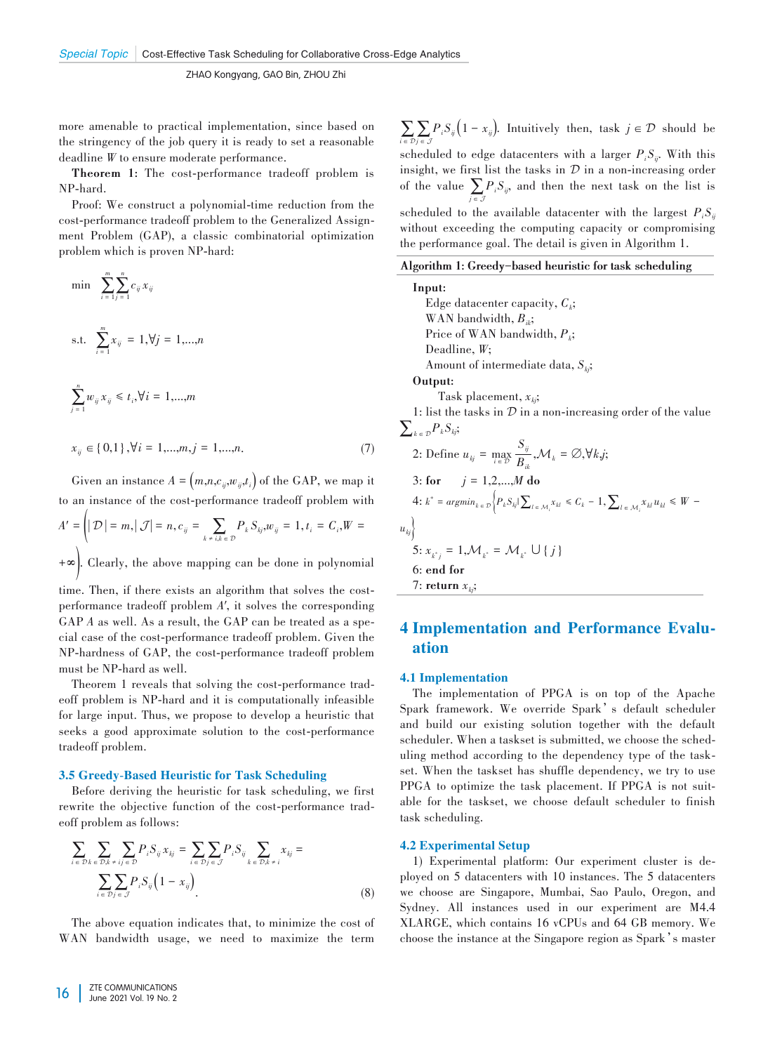more amenable to practical implementation, since based on the stringency of the job query it is ready to set a reasonable deadline $W$ to ensure moderate performance.

**Theorem 1:** The cost-performance tradeoff problem is NP-hard.

Proof: We construct a polynomial-time reduction from the cost-performance tradeoff problem to the Generalized Assignment Problem (GAP), a classic combinatorial optimization problem which is proven NP-hard:

$$\min \quad \sum_{i=1}^{m}\sum_{j=1}^{n} c_{ij}x_{ij}$$

$$\text{s.t.} \quad \sum_{i=1}^{m} x_{ij} = 1, \forall j = 1,\ldots,n$$

$$\sum_{j=1}^{n} w_{ij}x_{ij} \leqslant t_i, \forall i = 1,\ldots,m$$

$$x_{ij} \in \{0,1\}, \forall i = 1,\ldots,m, j = 1,\ldots,n. \tag{7}$$

Given an instance $A = \left(m,n,c_{ij},w_{ij},t_i\right)$ of the GAP, we map it to an instance of the cost-performance tradeoff problem with $A' = \left(|\mathcal{D}| = m, |\mathcal{J}| = n, c_{ij} = \sum_{k \neq i, k \in \mathcal{D}} P_k S_{kj}, w_{ij} = 1, t_i = C_i, W = +\infty\right)$. Clearly, the above mapping can be done in polynomial time. Then, if there exists an algorithm that solves the cost-performance tradeoff problem $A'$, it solves the corresponding GAP $A$ as well. As a result, the GAP can be treated as a special case of the cost-performance tradeoff problem. Given the NP-hardness of GAP, the cost-performance tradeoff problem must be NP-hard as well.

Theorem 1 reveals that solving the cost-performance tradeoff problem is NP-hard and it is computationally infeasible for large input. Thus, we propose to develop a heuristic that seeks a good approximate solution to the cost-performance tradeoff problem.

### 3.5 Greedy-Based Heuristic for Task Scheduling

Before deriving the heuristic for task scheduling, we first rewrite the objective function of the cost-performance tradeoff problem as follows:

$$\sum_{i \in \mathcal{D}}\sum_{k \in \mathcal{D}, k \neq i}\sum_{j \in \mathcal{D}} P_i S_{ij} x_{kj} = \sum_{i \in \mathcal{D}}\sum_{j \in \mathcal{J}} P_i S_{ij} \sum_{k \in \mathcal{D}, k \neq i} x_{kj} = \sum_{i \in \mathcal{D}}\sum_{j \in \mathcal{J}} P_i S_{ij}\left(1 - x_{ij}\right). \tag{8}$$

The above equation indicates that, to minimize the cost of WAN bandwidth usage, we need to maximize the term $\sum_{i \in \mathcal{D}}\sum_{j \in \mathcal{J}} P_i S_{ij}\left(1 - x_{ij}\right)$. Intuitively then, task $j \in \mathcal{D}$ should be scheduled to edge datacenters with a larger $P_i S_{ij}$. With this insight, we first list the tasks in $\mathcal{D}$ in a non-increasing order of the value $\sum_{j \in \mathcal{J}} P_i S_{ij}$, and then the next task on the list is scheduled to the available datacenter with the largest $P_i S_{ij}$ without exceeding the computing capacity or compromising the performance goal. The detail is given in Algorithm 1.

**Algorithm 1: Greedy-based heuristic for task scheduling**

**Input:**
- Edge datacenter capacity, $C_k$;
- WAN bandwidth, $B_{ik}$;
- Price of WAN bandwidth, $P_k$;
- Deadline, $W$;
- Amount of intermediate data, $S_{kj}$;

**Output:**
- Task placement, $x_{kj}$;

1: list the tasks in $\mathcal{D}$ in a non-increasing order of the value $\sum_{k \in \mathcal{D}} P_k S_{kj}$;

2: Define $u_{kj} = \max_{i \in \mathcal{D}} \frac{S_{ij}}{B_{ik}}, \mathcal{M}_k = \varnothing, \forall k,j$;

3: **for** $j = 1,2,\ldots,M$ **do**

4: $k^* = argmin_{k \in \mathcal{D}}\left\{P_k S_{kj} | \sum_{l \in \mathcal{M}_i} x_{kl} \leqslant C_k - 1, \sum_{l \in \mathcal{M}_i} x_{kl} u_{kl} \leqslant W - u_{kj}\right\}$

5: $x_{k^*j} = 1, \mathcal{M}_{k^*} = \mathcal{M}_{k^*} \cup \{j\}$

6: **end for**

7: **return** $x_{kj}$;

## 4 Implementation and Performance Evaluation

### 4.1 Implementation

The implementation of PPGA is on top of the Apache Spark framework. We override Spark's default scheduler and build our existing solution together with the default scheduler. When a taskset is submitted, we choose the scheduling method according to the dependency type of the taskset. When the taskset has shuffle dependency, we try to use PPGA to optimize the task placement. If PPGA is not suitable for the taskset, we choose default scheduler to finish task scheduling.

### 4.2 Experimental Setup

1) Experimental platform: Our experiment cluster is deployed on 5 datacenters with 10 instances. The 5 datacenters we choose are Singapore, Mumbai, Sao Paulo, Oregon, and Sydney. All instances used in our experiment are M4.4 XLARGE, which contains 16 vCPUs and 64 GB memory. We choose the instance at the Singapore region as Spark's master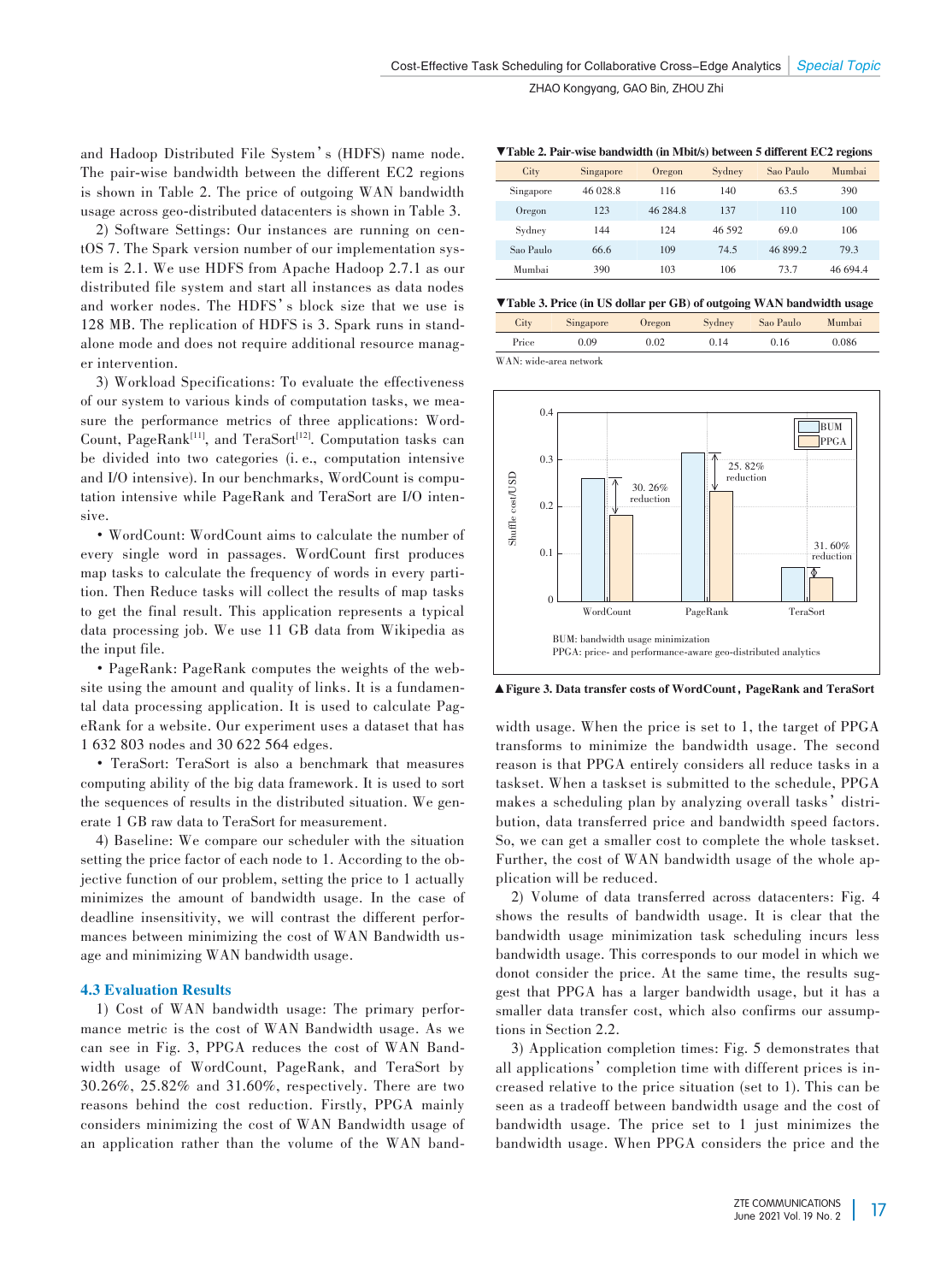and Hadoop Distributed File System's (HDFS) name node. The pair-wise bandwidth between the different EC2 regions is shown in Table 2. The price of outgoing WAN bandwidth usage across geo-distributed datacenters is shown in Table 3.

2) Software Settings: Our instances are running on centOS 7. The Spark version number of our implementation system is 2.1. We use HDFS from Apache Hadoop 2.7.1 as our distributed file system and start all instances as data nodes and worker nodes. The HDFS's block size that we use is 128 MB. The replication of HDFS is 3. Spark runs in standalone mode and does not require additional resource manager intervention.

3) Workload Specifications: To evaluate the effectiveness of our system to various kinds of computation tasks, we measure the performance metrics of three applications: WordCount, PageRank[11], and TeraSort[12]. Computation tasks can be divided into two categories (i. e., computation intensive and I/O intensive). In our benchmarks, WordCount is computation intensive while PageRank and TeraSort are I/O intensive.

- WordCount: WordCount aims to calculate the number of every single word in passages. WordCount first produces map tasks to calculate the frequency of words in every partition. Then Reduce tasks will collect the results of map tasks to get the final result. This application represents a typical data processing job. We use 11 GB data from Wikipedia as the input file.
- PageRank: PageRank computes the weights of the website using the amount and quality of links. It is a fundamental data processing application. It is used to calculate PageRank for a website. Our experiment uses a dataset that has 1 632 803 nodes and 30 622 564 edges.
- TeraSort: TeraSort is also a benchmark that measures computing ability of the big data framework. It is used to sort the sequences of results in the distributed situation. We generate 1 GB raw data to TeraSort for measurement.

4) Baseline: We compare our scheduler with the situation setting the price factor of each node to 1. According to the objective function of our problem, setting the price to 1 actually minimizes the amount of bandwidth usage. In the case of deadline insensitivity, we will contrast the different performances between minimizing the cost of WAN Bandwidth usage and minimizing WAN bandwidth usage.

### 4.3 Evaluation Results

1) Cost of WAN bandwidth usage: The primary performance metric is the cost of WAN Bandwidth usage. As we can see in Fig. 3, PPGA reduces the cost of WAN Bandwidth usage of WordCount, PageRank, and TeraSort by 30.26%, 25.82% and 31.60%, respectively. There are two reasons behind the cost reduction. Firstly, PPGA mainly considers minimizing the cost of WAN Bandwidth usage of an application rather than the volume of the WAN bandwidth usage. When the price is set to 1, the target of PPGA transforms to minimize the bandwidth usage. The second reason is that PPGA entirely considers all reduce tasks in a taskset. When a taskset is submitted to the schedule, PPGA makes a scheduling plan by analyzing overall tasks' distribution, data transferred price and bandwidth speed factors. So, we can get a smaller cost to complete the whole taskset. Further, the cost of WAN bandwidth usage of the whole application will be reduced.

**▼Table 2. Pair-wise bandwidth (in Mbit/s) between 5 different EC2 regions**

| City | Singapore | Oregon | Sydney | Sao Paulo | Mumbai |
|---|---|---|---|---|---|
| Singapore | 46 028.8 | 116 | 140 | 63.5 | 390 |
| Oregon | 123 | 46 284.8 | 137 | 110 | 100 |
| Sydney | 144 | 124 | 46 592 | 69.0 | 106 |
| Sao Paulo | 66.6 | 109 | 74.5 | 46 899.2 | 79.3 |
| Mumbai | 390 | 103 | 106 | 73.7 | 46 694.4 |

**▼Table 3. Price (in US dollar per GB) of outgoing WAN bandwidth usage**

| City | Singapore | Oregon | Sydney | Sao Paulo | Mumbai |
|---|---|---|---|---|---|
| Price | 0.09 | 0.02 | 0.14 | 0.16 | 0.086 |

WAN: wide-area network

BUM: bandwidth usage minimization
PPGA: price- and performance-aware geo-distributed analytics

**▲Figure 3. Data transfer costs of WordCount, PageRank and TeraSort**

2) Volume of data transferred across datacenters: Fig. 4 shows the results of bandwidth usage. It is clear that the bandwidth usage minimization task scheduling incurs less bandwidth usage. This corresponds to our model in which we donot consider the price. At the same time, the results suggest that PPGA has a larger bandwidth usage, but it has a smaller data transfer cost, which also confirms our assumptions in Section 2.2.

3) Application completion times: Fig. 5 demonstrates that all applications' completion time with different prices is increased relative to the price situation (set to 1). This can be seen as a tradeoff between bandwidth usage and the cost of bandwidth usage. The price set to 1 just minimizes the bandwidth usage. When PPGA considers the price and the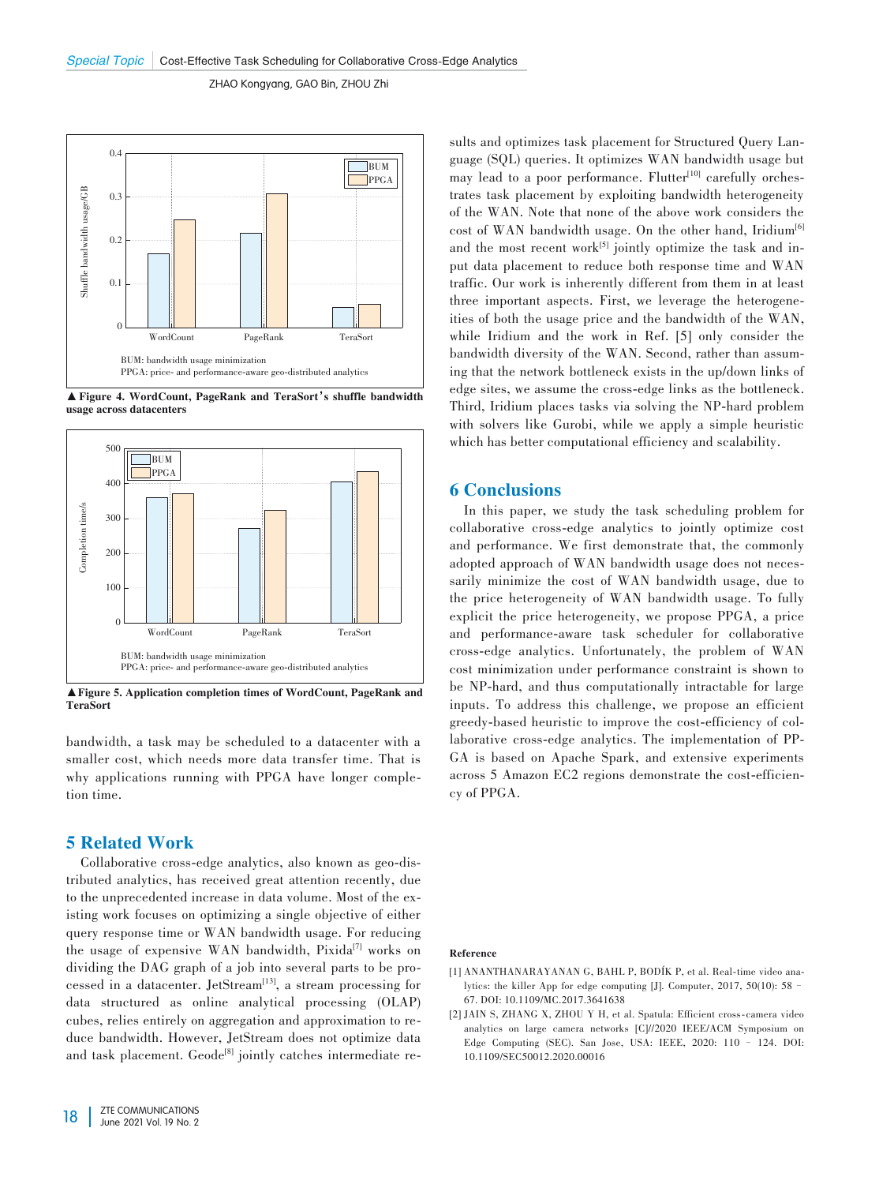▲Figure 4. WordCount, PageRank and TeraSort's shuffle bandwidth usage across datacenters

▲Figure 5. Application completion times of WordCount, PageRank and TeraSort

bandwidth, a task may be scheduled to a datacenter with a smaller cost, which needs more data transfer time. That is why applications running with PPGA have longer completion time.

## 5 Related Work

Collaborative cross-edge analytics, also known as geo-distributed analytics, has received great attention recently, due to the unprecedented increase in data volume. Most of the existing work focuses on optimizing a single objective of either query response time or WAN bandwidth usage. For reducing the usage of expensive WAN bandwidth, Pixida[7] works on dividing the DAG graph of a job into several parts to be processed in a datacenter. JetStream[13], a stream processing for data structured as online analytical processing (OLAP) cubes, relies entirely on aggregation and approximation to reduce bandwidth. However, JetStream does not optimize data and task placement. Geode[8] jointly catches intermediate results and optimizes task placement for Structured Query Language (SQL) queries. It optimizes WAN bandwidth usage but may lead to a poor performance. Flutter[10] carefully orchestrates task placement by exploiting bandwidth heterogeneity of the WAN. Note that none of the above work considers the cost of WAN bandwidth usage. On the other hand, Iridium[6] and the most recent work[5] jointly optimize the task and input data placement to reduce both response time and WAN traffic. Our work is inherently different from them in at least three important aspects. First, we leverage the heterogeneities of both the usage price and the bandwidth of the WAN, while Iridium and the work in Ref. [5] only consider the bandwidth diversity of the WAN. Second, rather than assuming that the network bottleneck exists in the up/down links of edge sites, we assume the cross-edge links as the bottleneck. Third, Iridium places tasks via solving the NP-hard problem with solvers like Gurobi, while we apply a simple heuristic which has better computational efficiency and scalability.

## 6 Conclusions

In this paper, we study the task scheduling problem for collaborative cross-edge analytics to jointly optimize cost and performance. We first demonstrate that, the commonly adopted approach of WAN bandwidth usage does not necessarily minimize the cost of WAN bandwidth usage, due to the price heterogeneity of WAN bandwidth usage. To fully explicit the price heterogeneity, we propose PPGA, a price and performance-aware task scheduler for collaborative cross-edge analytics. Unfortunately, the problem of WAN cost minimization under performance constraint is shown to be NP-hard, and thus computationally intractable for large inputs. To address this challenge, we propose an efficient greedy-based heuristic to improve the cost-efficiency of collaborative cross-edge analytics. The implementation of PPGA is based on Apache Spark, and extensive experiments across 5 Amazon EC2 regions demonstrate the cost-efficiency of PPGA.

### Reference

[1] ANANTHANARAYANAN G, BAHL P, BODÍK P, et al. Real-time video analytics: the killer App for edge computing [J]. Computer, 2017, 50(10): 58–67. DOI: 10.1109/MC.2017.3641638

[2] JAIN S, ZHANG X, ZHOU Y H, et al. Spatula: Efficient cross-camera video analytics on large camera networks [C]//2020 IEEE/ACM Symposium on Edge Computing (SEC). San Jose, USA: IEEE, 2020: 110–124. DOI: 10.1109/SEC50012.2020.00016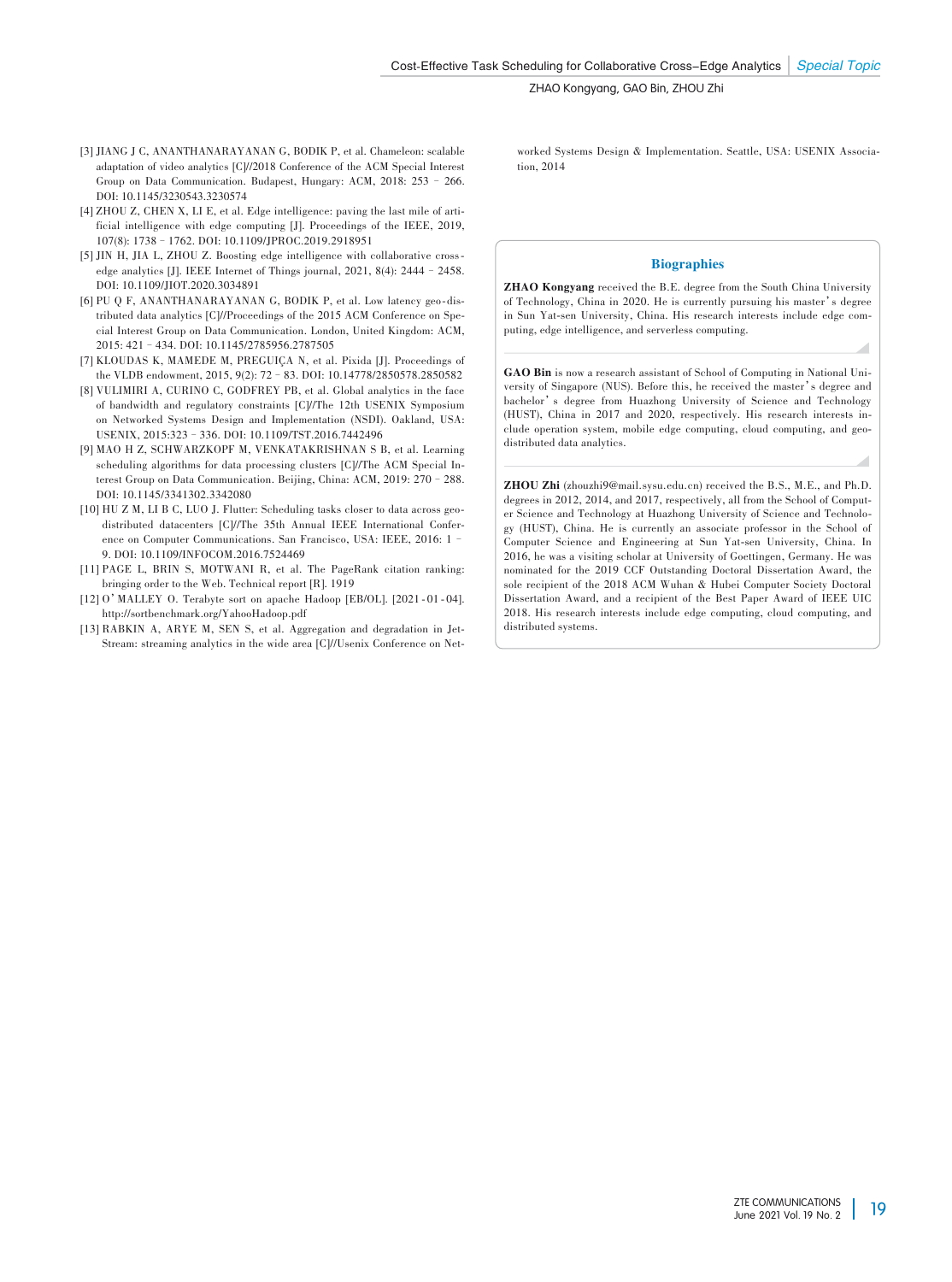[3] JIANG J C, ANANTHANARAYANAN G, BODIK P, et al. Chameleon: scalable adaptation of video analytics [C]//2018 Conference of the ACM Special Interest Group on Data Communication. Budapest, Hungary: ACM, 2018: 253 – 266. DOI: 10.1145/3230543.3230574

[4] ZHOU Z, CHEN X, LI E, et al. Edge intelligence: paving the last mile of artificial intelligence with edge computing [J]. Proceedings of the IEEE, 2019, 107(8): 1738 – 1762. DOI: 10.1109/JPROC.2019.2918951

[5] JIN H, JIA L, ZHOU Z. Boosting edge intelligence with collaborative cross-edge analytics [J]. IEEE Internet of Things journal, 2021, 8(4): 2444 – 2458. DOI: 10.1109/JIOT.2020.3034891

[6] PU Q F, ANANTHANARAYANAN G, BODIK P, et al. Low latency geo-distributed data analytics [C]//Proceedings of the 2015 ACM Conference on Special Interest Group on Data Communication. London, United Kingdom: ACM, 2015: 421 – 434. DOI: 10.1145/2785956.2787505

[7] KLOUDAS K, MAMEDE M, PREGUIÇA N, et al. Pixida [J]. Proceedings of the VLDB endowment, 2015, 9(2): 72 – 83. DOI: 10.14778/2850578.2850582

[8] VULIMIRI A, CURINO C, GODFREY PB, et al. Global analytics in the face of bandwidth and regulatory constraints [C]//The 12th USENIX Symposium on Networked Systems Design and Implementation (NSDI). Oakland, USA: USENIX, 2015:323 – 336. DOI: 10.1109/TST.2016.7442496

[9] MAO H Z, SCHWARZKOPF M, VENKATAKRISHNAN S B, et al. Learning scheduling algorithms for data processing clusters [C]//The ACM Special Interest Group on Data Communication. Beijing, China: ACM, 2019: 270 – 288. DOI: 10.1145/3341302.3342080

[10] HU Z M, LI B C, LUO J. Flutter: Scheduling tasks closer to data across geo-distributed datacenters [C]//The 35th Annual IEEE International Conference on Computer Communications. San Francisco, USA: IEEE, 2016: 1 – 9. DOI: 10.1109/INFOCOM.2016.7524469

[11] PAGE L, BRIN S, MOTWANI R, et al. The PageRank citation ranking: bringing order to the Web. Technical report [R]. 1919

[12] O'MALLEY O. Terabyte sort on apache Hadoop [EB/OL]. [2021-01-04]. http://sortbenchmark.org/YahooHadoop.pdf

[13] RABKIN A, ARYE M, SEN S, et al. Aggregation and degradation in JetStream: streaming analytics in the wide area [C]//Usenix Conference on Networked Systems Design & Implementation. Seattle, USA: USENIX Association, 2014

## Biographies

**ZHAO Kongyang** received the B.E. degree from the South China University of Technology, China in 2020. He is currently pursuing his master's degree in Sun Yat-sen University, China. His research interests include edge computing, edge intelligence, and serverless computing.

**GAO Bin** is now a research assistant of School of Computing in National University of Singapore (NUS). Before this, he received the master's degree and bachelor's degree from Huazhong University of Science and Technology (HUST), China in 2017 and 2020, respectively. His research interests include operation system, mobile edge computing, cloud computing, and geo-distributed data analytics.

**ZHOU Zhi** (zhouzhi9@mail.sysu.edu.cn) received the B.S., M.E., and Ph.D. degrees in 2012, 2014, and 2017, respectively, all from the School of Computer Science and Technology at Huazhong University of Science and Technology (HUST), China. He is currently an associate professor in the School of Computer Science and Engineering at Sun Yat-sen University, China. In 2016, he was a visiting scholar at University of Goettingen, Germany. He was nominated for the 2019 CCF Outstanding Doctoral Dissertation Award, the sole recipient of the 2018 ACM Wuhan & Hubei Computer Society Doctoral Dissertation Award, and a recipient of the Best Paper Award of IEEE UIC 2018. His research interests include edge computing, cloud computing, and distributed systems.